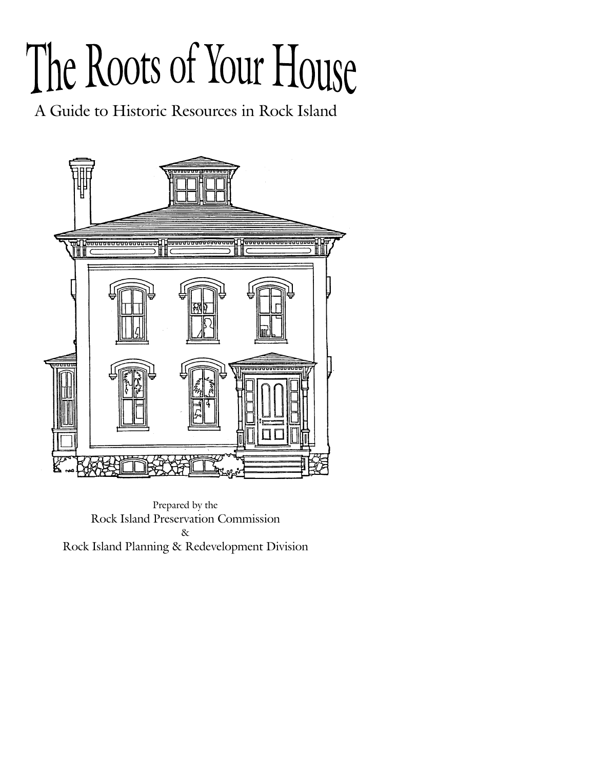# The Roots of Your House

A Guide to Historic Resources in Rock Island

Prepared by the
Rock Island Preservation Commission
&
Rock Island Planning & Redevelopment Division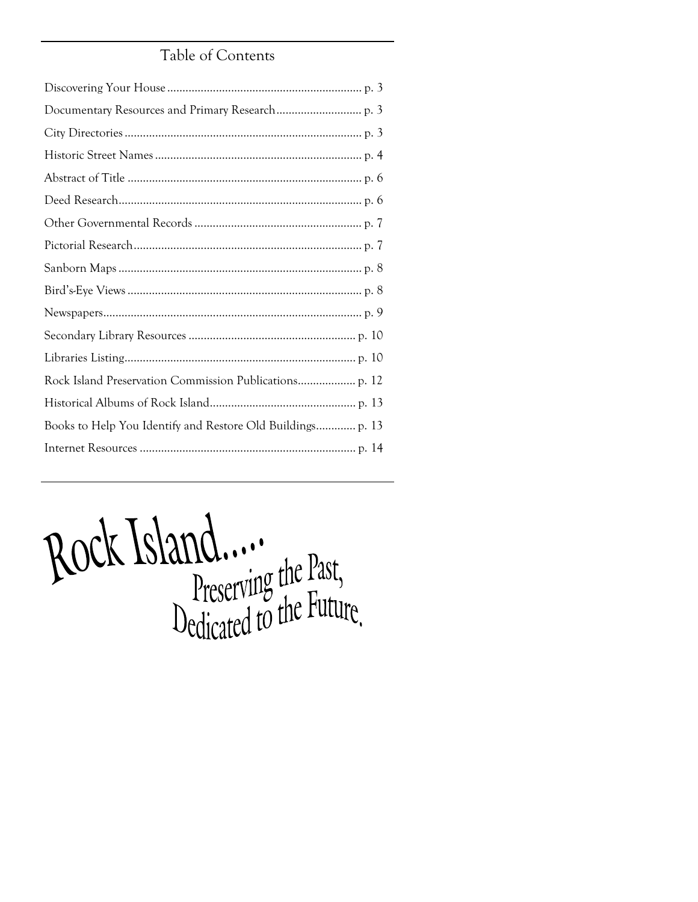## Table of Contents

| | |
|---|---|
| Discovering Your House | p. 3 |
| Documentary Resources and Primary Research | p. 3 |
| City Directories | p. 3 |
| Historic Street Names | p. 4 |
| Abstract of Title | p. 6 |
| Deed Research | p. 6 |
| Other Governmental Records | p. 7 |
| Pictorial Research | p. 7 |
| Sanborn Maps | p. 8 |
| Bird's-Eye Views | p. 8 |
| Newspapers | p. 9 |
| Secondary Library Resources | p. 10 |
| Libraries Listing | p. 10 |
| Rock Island Preservation Commission Publications | p. 12 |
| Historical Albums of Rock Island | p. 13 |
| Books to Help You Identify and Restore Old Buildings | p. 13 |
| Internet Resources | p. 14 |

Rock Island.....
Preserving the Past,
Dedicated to the Future.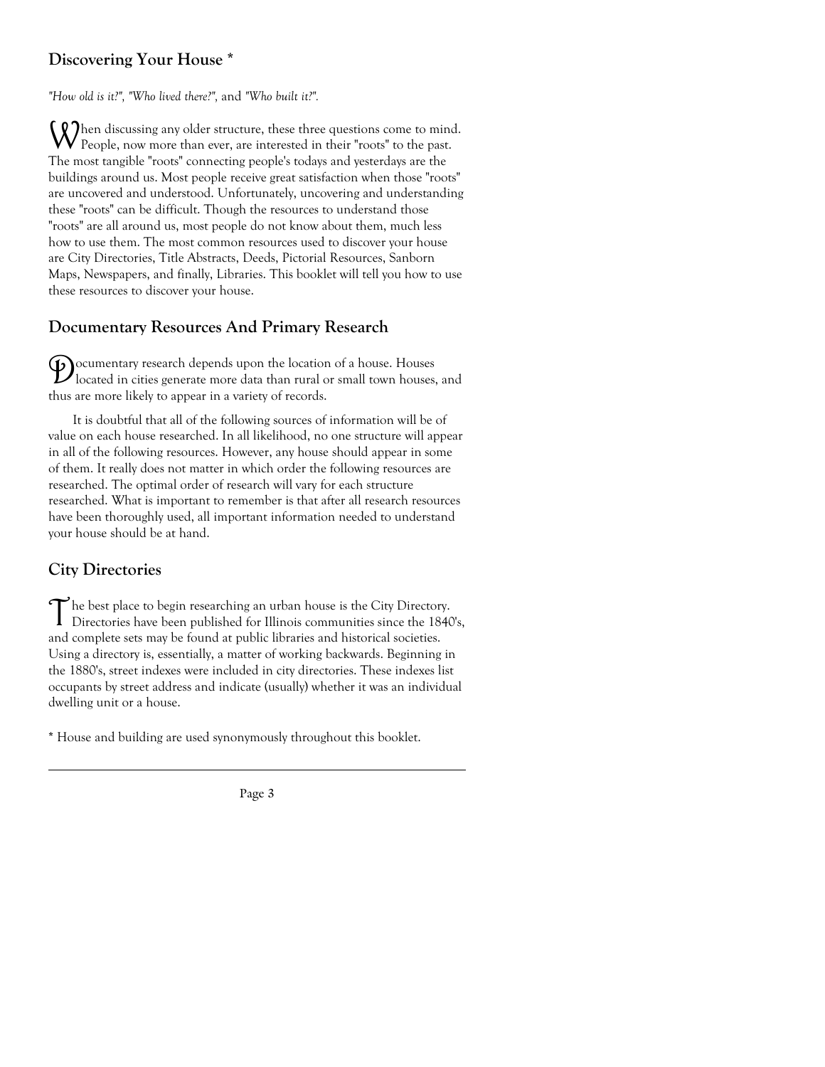## Discovering Your House *

*"How old is it?", "Who lived there?",* and *"Who built it?".*

When discussing any older structure, these three questions come to mind. People, now more than ever, are interested in their "roots" to the past. The most tangible "roots" connecting people's todays and yesterdays are the buildings around us. Most people receive great satisfaction when those "roots" are uncovered and understood. Unfortunately, uncovering and understanding these "roots" can be difficult. Though the resources to understand those "roots" are all around us, most people do not know about them, much less how to use them. The most common resources used to discover your house are City Directories, Title Abstracts, Deeds, Pictorial Resources, Sanborn Maps, Newspapers, and finally, Libraries. This booklet will tell you how to use these resources to discover your house.

## Documentary Resources And Primary Research

Documentary research depends upon the location of a house. Houses located in cities generate more data than rural or small town houses, and thus are more likely to appear in a variety of records.

It is doubtful that all of the following sources of information will be of value on each house researched. In all likelihood, no one structure will appear in all of the following resources. However, any house should appear in some of them. It really does not matter in which order the following resources are researched. The optimal order of research will vary for each structure researched. What is important to remember is that after all research resources have been thoroughly used, all important information needed to understand your house should be at hand.

## City Directories

The best place to begin researching an urban house is the City Directory. Directories have been published for Illinois communities since the 1840's, and complete sets may be found at public libraries and historical societies. Using a directory is, essentially, a matter of working backwards. Beginning in the 1880's, street indexes were included in city directories. These indexes list occupants by street address and indicate (usually) whether it was an individual dwelling unit or a house.

* House and building are used synonymously throughout this booklet.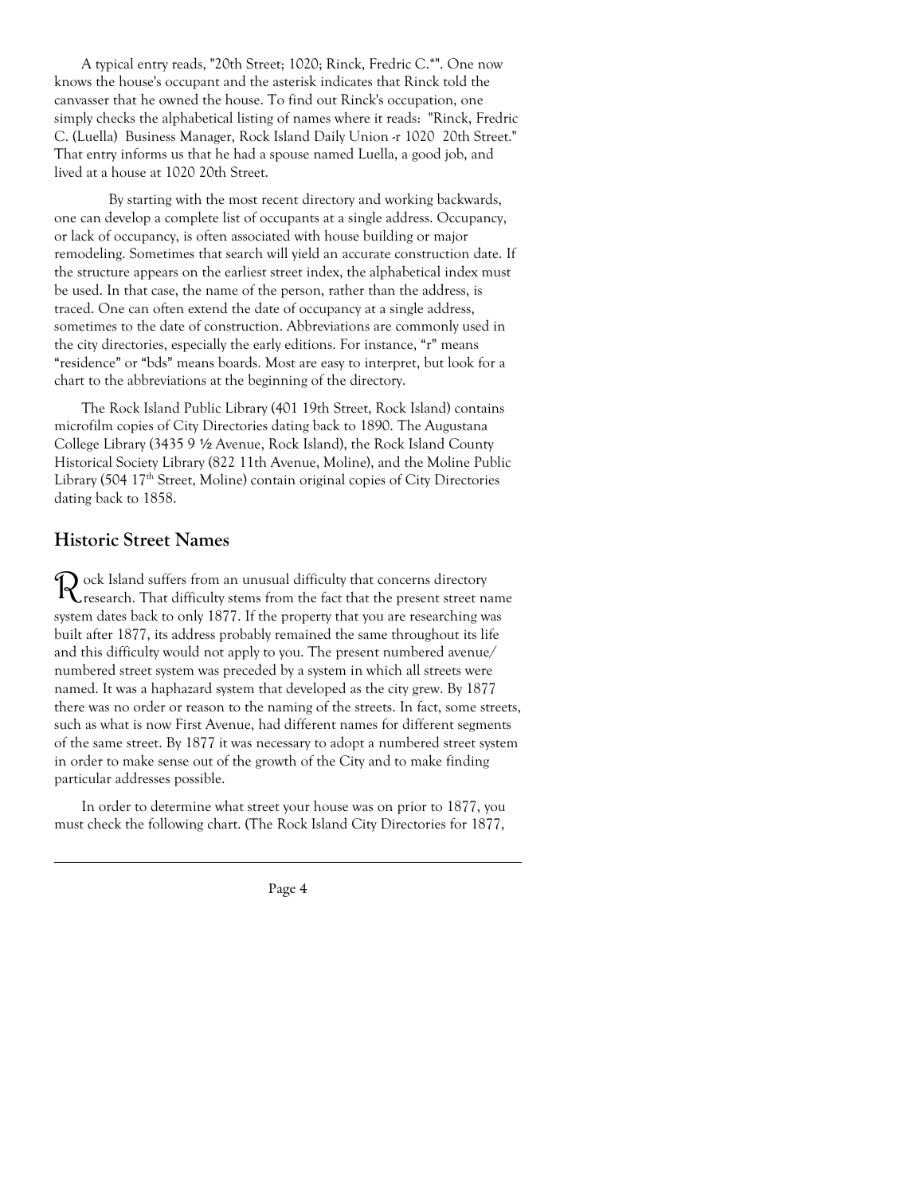A typical entry reads, "20th Street; 1020; Rinck, Fredric C.*". One now knows the house's occupant and the asterisk indicates that Rinck told the canvasser that he owned the house. To find out Rinck's occupation, one simply checks the alphabetical listing of names where it reads: "Rinck, Fredric C. (Luella) Business Manager, Rock Island Daily Union -r 1020 20th Street." That entry informs us that he had a spouse named Luella, a good job, and lived at a house at 1020 20th Street.

By starting with the most recent directory and working backwards, one can develop a complete list of occupants at a single address. Occupancy, or lack of occupancy, is often associated with house building or major remodeling. Sometimes that search will yield an accurate construction date. If the structure appears on the earliest street index, the alphabetical index must be used. In that case, the name of the person, rather than the address, is traced. One can often extend the date of occupancy at a single address, sometimes to the date of construction. Abbreviations are commonly used in the city directories, especially the early editions. For instance, "r" means "residence" or "bds" means boards. Most are easy to interpret, but look for a chart to the abbreviations at the beginning of the directory.

The Rock Island Public Library (401 19th Street, Rock Island) contains microfilm copies of City Directories dating back to 1890. The Augustana College Library (3435 9 ½ Avenue, Rock Island), the Rock Island County Historical Society Library (822 11th Avenue, Moline), and the Moline Public Library (504 17th Street, Moline) contain original copies of City Directories dating back to 1858.

## Historic Street Names

Rock Island suffers from an unusual difficulty that concerns directory research. That difficulty stems from the fact that the present street name system dates back to only 1877. If the property that you are researching was built after 1877, its address probably remained the same throughout its life and this difficulty would not apply to you. The present numbered avenue/ numbered street system was preceded by a system in which all streets were named. It was a haphazard system that developed as the city grew. By 1877 there was no order or reason to the naming of the streets. In fact, some streets, such as what is now First Avenue, had different names for different segments of the same street. By 1877 it was necessary to adopt a numbered street system in order to make sense out of the growth of the City and to make finding particular addresses possible.

In order to determine what street your house was on prior to 1877, you must check the following chart. (The Rock Island City Directories for 1877,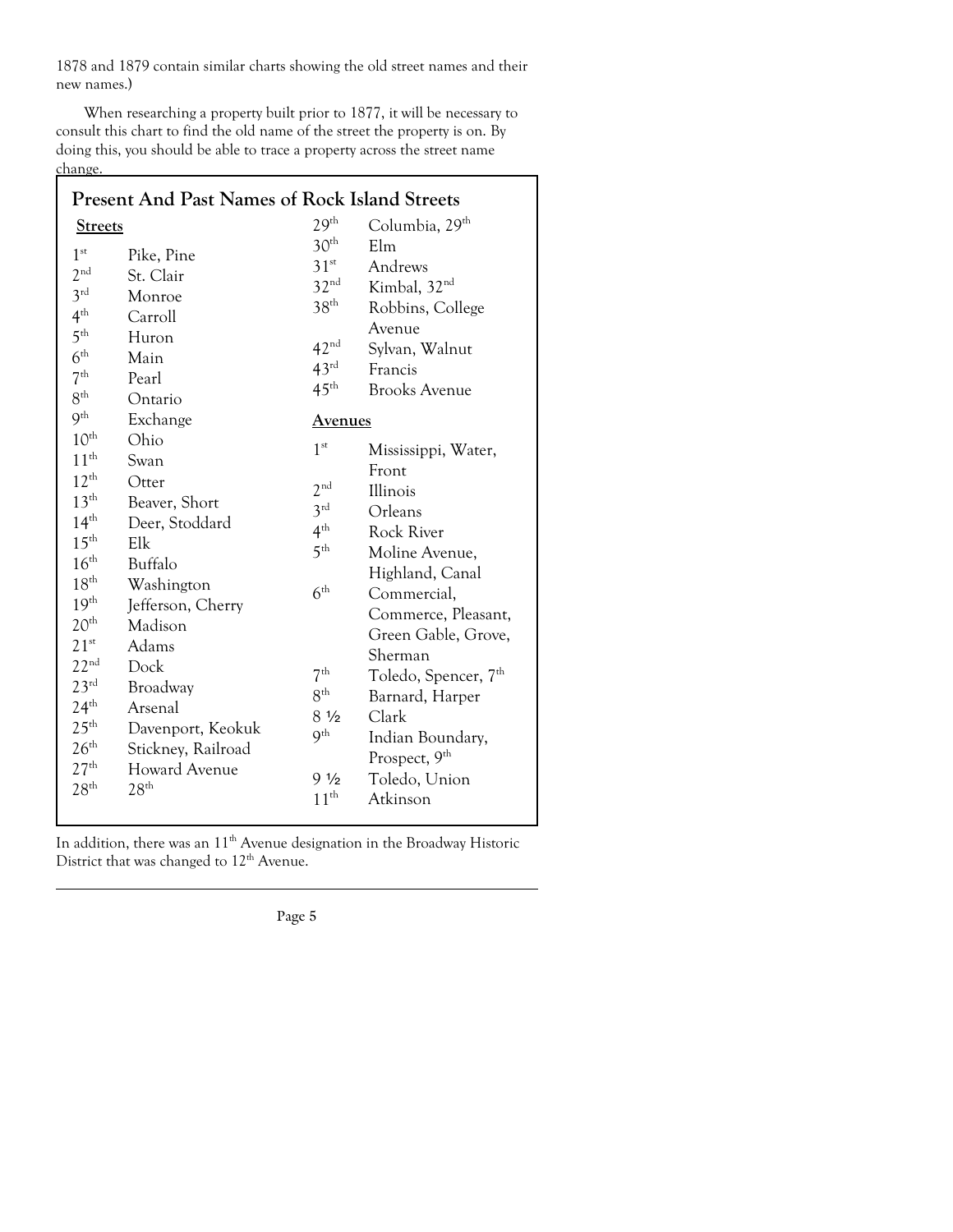1878 and 1879 contain similar charts showing the old street names and their new names.)

When researching a property built prior to 1877, it will be necessary to consult this chart to find the old name of the street the property is on. By doing this, you should be able to trace a property across the street name change.

## Present And Past Names of Rock Island Streets

**Streets**

| Present | Past |
|---|---|
| 1st | Pike, Pine |
| 2nd | St. Clair |
| 3rd | Monroe |
| 4th | Carroll |
| 5th | Huron |
| 6th | Main |
| 7th | Pearl |
| 8th | Ontario |
| 9th | Exchange |
| 10th | Ohio |
| 11th | Swan |
| 12th | Otter |
| 13th | Beaver, Short |
| 14th | Deer, Stoddard |
| 15th | Elk |
| 16th | Buffalo |
| 18th | Washington |
| 19th | Jefferson, Cherry |
| 20th | Madison |
| 21st | Adams |
| 22nd | Dock |
| 23rd | Broadway |
| 24th | Arsenal |
| 25th | Davenport, Keokuk |
| 26th | Stickney, Railroad |
| 27th | Howard Avenue |
| 28th | 28th |
| 29th | Columbia, 29th |
| 30th | Elm |
| 31st | Andrews |
| 32nd | Kimbal, 32nd |
| 38th | Robbins, College Avenue |
| 42nd | Sylvan, Walnut |
| 43rd | Francis |
| 45th | Brooks Avenue |

**Avenues**

| Present | Past |
|---|---|
| 1st | Mississippi, Water, Front |
| 2nd | Illinois |
| 3rd | Orleans |
| 4th | Rock River |
| 5th | Moline Avenue, Highland, Canal |
| 6th | Commercial, Commerce, Pleasant, Green Gable, Grove, Sherman |
| 7th | Toledo, Spencer, 7th |
| 8th | Barnard, Harper |
| 8 ½ | Clark |
| 9th | Indian Boundary, Prospect, 9th |
| 9 ½ | Toledo, Union |
| 11th | Atkinson |

In addition, there was an 11th Avenue designation in the Broadway Historic District that was changed to 12th Avenue.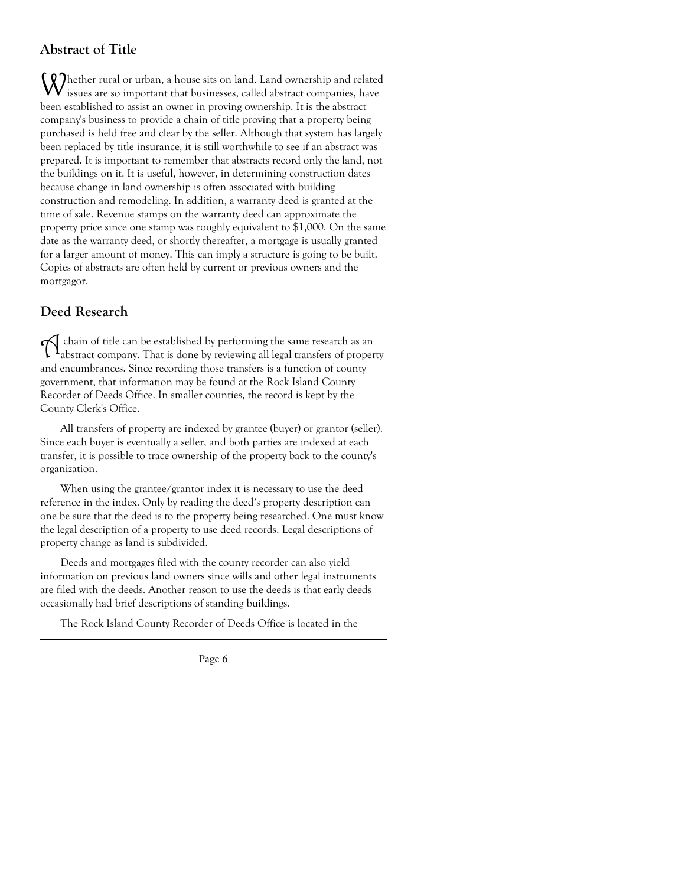## Abstract of Title

Whether rural or urban, a house sits on land. Land ownership and related issues are so important that businesses, called abstract companies, have been established to assist an owner in proving ownership. It is the abstract company's business to provide a chain of title proving that a property being purchased is held free and clear by the seller. Although that system has largely been replaced by title insurance, it is still worthwhile to see if an abstract was prepared. It is important to remember that abstracts record only the land, not the buildings on it. It is useful, however, in determining construction dates because change in land ownership is often associated with building construction and remodeling. In addition, a warranty deed is granted at the time of sale. Revenue stamps on the warranty deed can approximate the property price since one stamp was roughly equivalent to $1,000. On the same date as the warranty deed, or shortly thereafter, a mortgage is usually granted for a larger amount of money. This can imply a structure is going to be built. Copies of abstracts are often held by current or previous owners and the mortgagor.

## Deed Research

A chain of title can be established by performing the same research as an abstract company. That is done by reviewing all legal transfers of property and encumbrances. Since recording those transfers is a function of county government, that information may be found at the Rock Island County Recorder of Deeds Office. In smaller counties, the record is kept by the County Clerk's Office.

All transfers of property are indexed by grantee (buyer) or grantor (seller). Since each buyer is eventually a seller, and both parties are indexed at each transfer, it is possible to trace ownership of the property back to the county's organization.

When using the grantee/grantor index it is necessary to use the deed reference in the index. Only by reading the deed's property description can one be sure that the deed is to the property being researched. One must know the legal description of a property to use deed records. Legal descriptions of property change as land is subdivided.

Deeds and mortgages filed with the county recorder can also yield information on previous land owners since wills and other legal instruments are filed with the deeds. Another reason to use the deeds is that early deeds occasionally had brief descriptions of standing buildings.

The Rock Island County Recorder of Deeds Office is located in the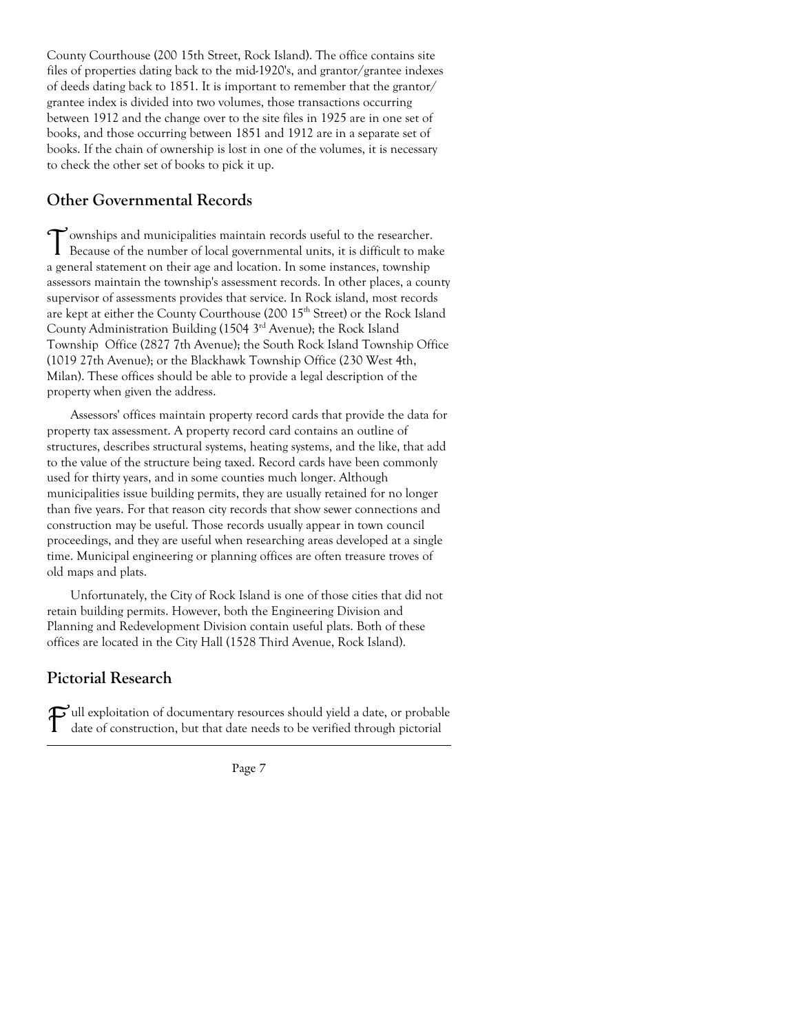County Courthouse (200 15th Street, Rock Island). The office contains site files of properties dating back to the mid-1920's, and grantor/grantee indexes of deeds dating back to 1851. It is important to remember that the grantor/grantee index is divided into two volumes, those transactions occurring between 1912 and the change over to the site files in 1925 are in one set of books, and those occurring between 1851 and 1912 are in a separate set of books. If the chain of ownership is lost in one of the volumes, it is necessary to check the other set of books to pick it up.

## Other Governmental Records

Townships and municipalities maintain records useful to the researcher. Because of the number of local governmental units, it is difficult to make a general statement on their age and location. In some instances, township assessors maintain the township's assessment records. In other places, a county supervisor of assessments provides that service. In Rock island, most records are kept at either the County Courthouse (200 15th Street) or the Rock Island County Administration Building (1504 3rd Avenue); the Rock Island Township Office (2827 7th Avenue); the South Rock Island Township Office (1019 27th Avenue); or the Blackhawk Township Office (230 West 4th, Milan). These offices should be able to provide a legal description of the property when given the address.

Assessors' offices maintain property record cards that provide the data for property tax assessment. A property record card contains an outline of structures, describes structural systems, heating systems, and the like, that add to the value of the structure being taxed. Record cards have been commonly used for thirty years, and in some counties much longer. Although municipalities issue building permits, they are usually retained for no longer than five years. For that reason city records that show sewer connections and construction may be useful. Those records usually appear in town council proceedings, and they are useful when researching areas developed at a single time. Municipal engineering or planning offices are often treasure troves of old maps and plats.

Unfortunately, the City of Rock Island is one of those cities that did not retain building permits. However, both the Engineering Division and Planning and Redevelopment Division contain useful plats. Both of these offices are located in the City Hall (1528 Third Avenue, Rock Island).

## Pictorial Research

Full exploitation of documentary resources should yield a date, or probable date of construction, but that date needs to be verified through pictorial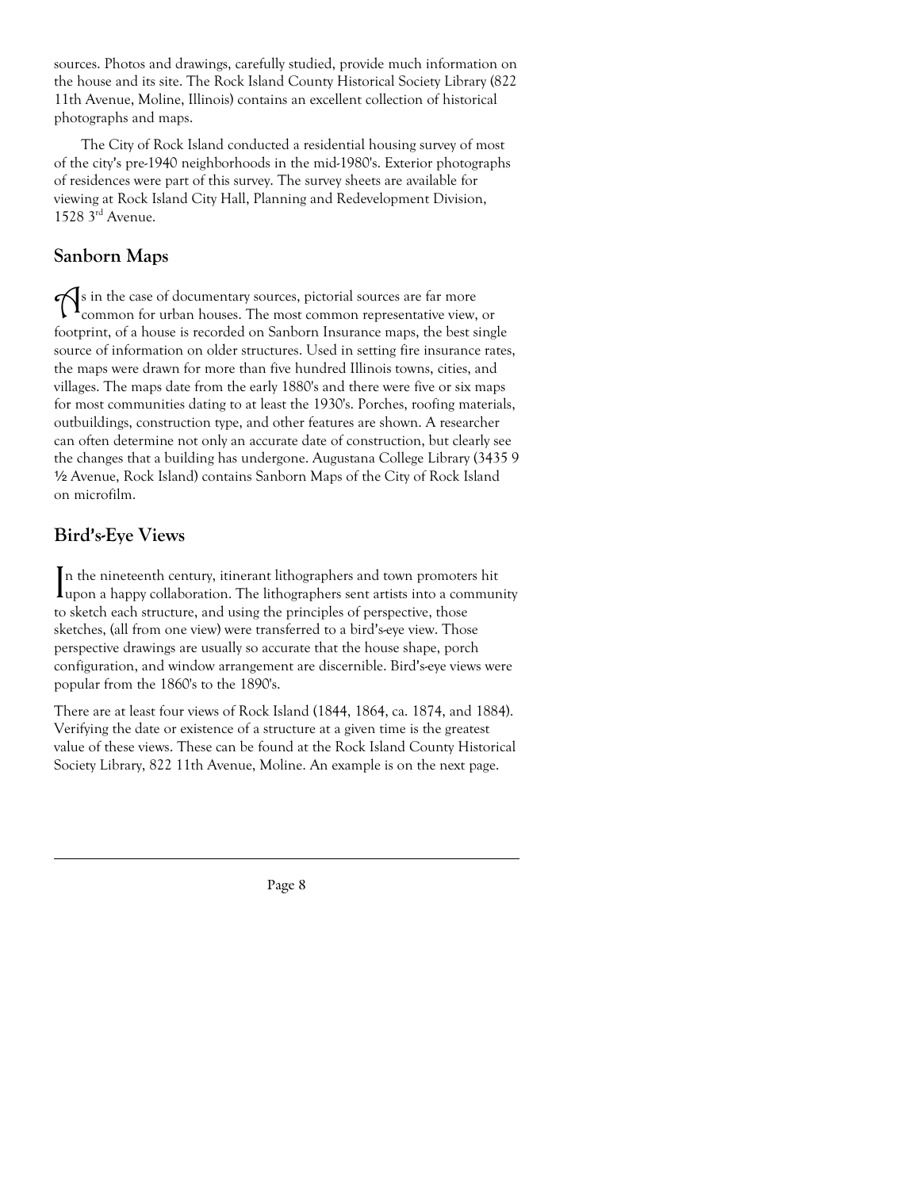sources. Photos and drawings, carefully studied, provide much information on the house and its site. The Rock Island County Historical Society Library (822 11th Avenue, Moline, Illinois) contains an excellent collection of historical photographs and maps.

The City of Rock Island conducted a residential housing survey of most of the city's pre-1940 neighborhoods in the mid-1980's. Exterior photographs of residences were part of this survey. The survey sheets are available for viewing at Rock Island City Hall, Planning and Redevelopment Division, 1528 3rd Avenue.

## Sanborn Maps

As in the case of documentary sources, pictorial sources are far more common for urban houses. The most common representative view, or footprint, of a house is recorded on Sanborn Insurance maps, the best single source of information on older structures. Used in setting fire insurance rates, the maps were drawn for more than five hundred Illinois towns, cities, and villages. The maps date from the early 1880's and there were five or six maps for most communities dating to at least the 1930's. Porches, roofing materials, outbuildings, construction type, and other features are shown. A researcher can often determine not only an accurate date of construction, but clearly see the changes that a building has undergone. Augustana College Library (3435 9 ½ Avenue, Rock Island) contains Sanborn Maps of the City of Rock Island on microfilm.

## Bird's-Eye Views

In the nineteenth century, itinerant lithographers and town promoters hit upon a happy collaboration. The lithographers sent artists into a community to sketch each structure, and using the principles of perspective, those sketches, (all from one view) were transferred to a bird's-eye view. Those perspective drawings are usually so accurate that the house shape, porch configuration, and window arrangement are discernible. Bird's-eye views were popular from the 1860's to the 1890's.

There are at least four views of Rock Island (1844, 1864, ca. 1874, and 1884). Verifying the date or existence of a structure at a given time is the greatest value of these views. These can be found at the Rock Island County Historical Society Library, 822 11th Avenue, Moline. An example is on the next page.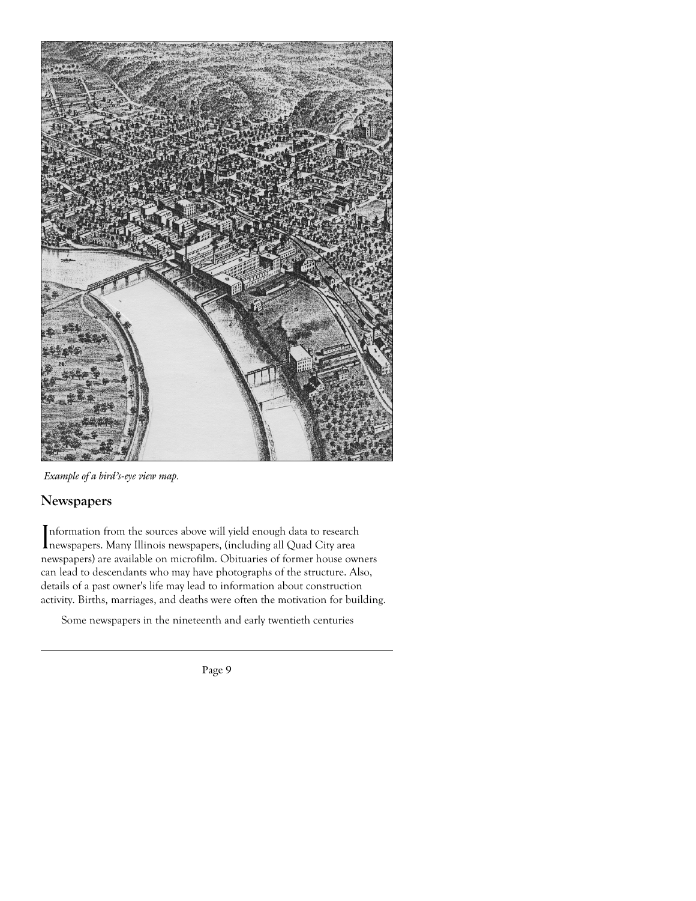*Example of a bird's-eye view map.*

## Newspapers

Information from the sources above will yield enough data to research newspapers. Many Illinois newspapers, (including all Quad City area newspapers) are available on microfilm. Obituaries of former house owners can lead to descendants who may have photographs of the structure. Also, details of a past owner's life may lead to information about construction activity. Births, marriages, and deaths were often the motivation for building.

Some newspapers in the nineteenth and early twentieth centuries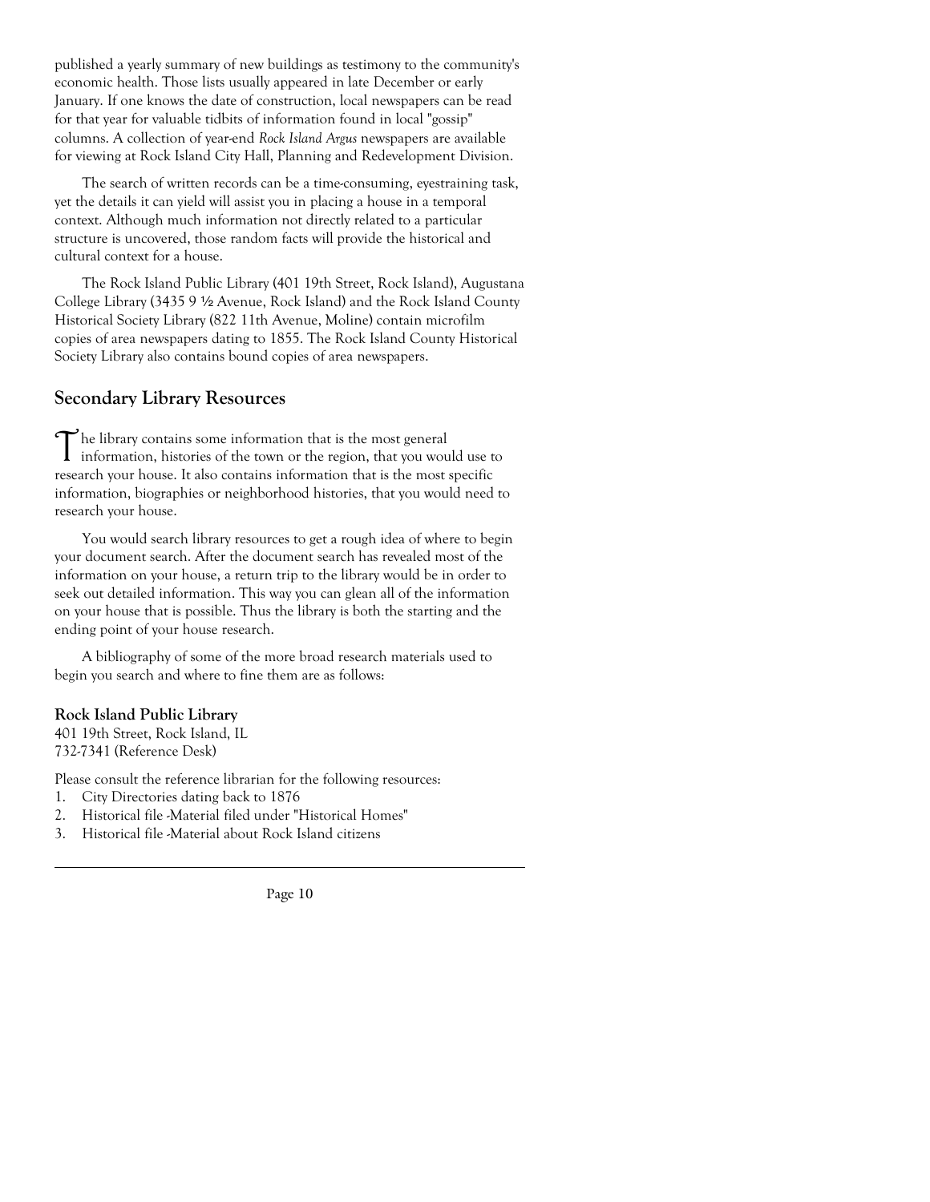published a yearly summary of new buildings as testimony to the community's economic health. Those lists usually appeared in late December or early January. If one knows the date of construction, local newspapers can be read for that year for valuable tidbits of information found in local "gossip" columns. A collection of year-end *Rock Island Argus* newspapers are available for viewing at Rock Island City Hall, Planning and Redevelopment Division.

The search of written records can be a time-consuming, eyestraining task, yet the details it can yield will assist you in placing a house in a temporal context. Although much information not directly related to a particular structure is uncovered, those random facts will provide the historical and cultural context for a house.

The Rock Island Public Library (401 19th Street, Rock Island), Augustana College Library (3435 9 ½ Avenue, Rock Island) and the Rock Island County Historical Society Library (822 11th Avenue, Moline) contain microfilm copies of area newspapers dating to 1855. The Rock Island County Historical Society Library also contains bound copies of area newspapers.

## Secondary Library Resources

The library contains some information that is the most general information, histories of the town or the region, that you would use to research your house. It also contains information that is the most specific information, biographies or neighborhood histories, that you would need to research your house.

You would search library resources to get a rough idea of where to begin your document search. After the document search has revealed most of the information on your house, a return trip to the library would be in order to seek out detailed information. This way you can glean all of the information on your house that is possible. Thus the library is both the starting and the ending point of your house research.

A bibliography of some of the more broad research materials used to begin you search and where to fine them are as follows:

**Rock Island Public Library**
401 19th Street, Rock Island, IL
732-7341 (Reference Desk)

Please consult the reference librarian for the following resources:

1. City Directories dating back to 1876
2. Historical file -Material filed under "Historical Homes"
3. Historical file -Material about Rock Island citizens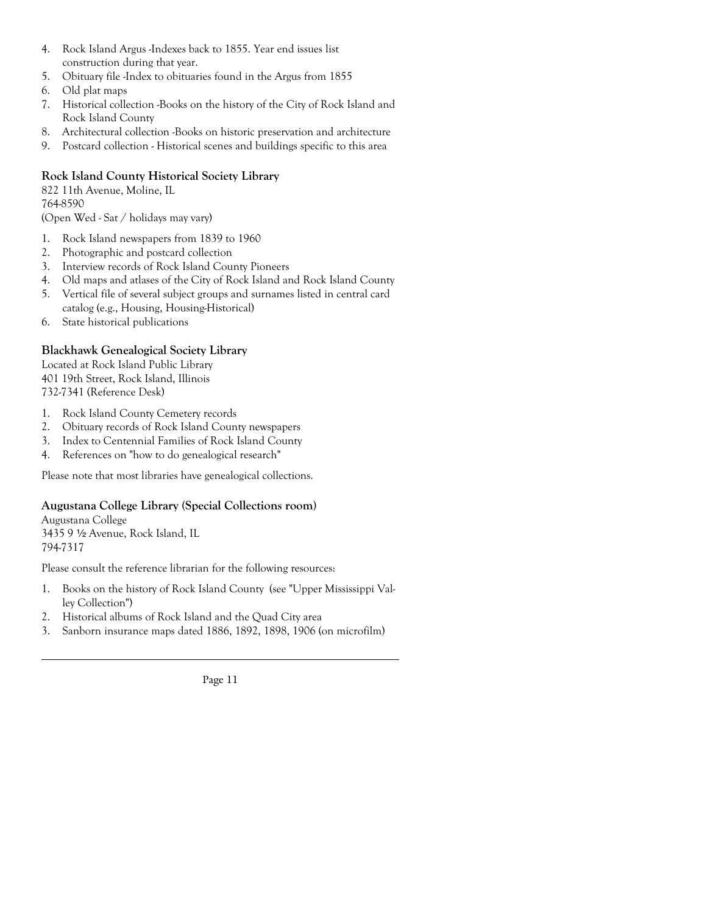4. Rock Island Argus -Indexes back to 1855. Year end issues list construction during that year.
5. Obituary file -Index to obituaries found in the Argus from 1855
6. Old plat maps
7. Historical collection -Books on the history of the City of Rock Island and Rock Island County
8. Architectural collection -Books on historic preservation and architecture
9. Postcard collection - Historical scenes and buildings specific to this area

### Rock Island County Historical Society Library

822 11th Avenue, Moline, IL
764-8590
(Open Wed - Sat / holidays may vary)

1. Rock Island newspapers from 1839 to 1960
2. Photographic and postcard collection
3. Interview records of Rock Island County Pioneers
4. Old maps and atlases of the City of Rock Island and Rock Island County
5. Vertical file of several subject groups and surnames listed in central card catalog (e.g., Housing, Housing-Historical)
6. State historical publications

### Blackhawk Genealogical Society Library

Located at Rock Island Public Library
401 19th Street, Rock Island, Illinois
732-7341 (Reference Desk)

1. Rock Island County Cemetery records
2. Obituary records of Rock Island County newspapers
3. Index to Centennial Families of Rock Island County
4. References on "how to do genealogical research"

Please note that most libraries have genealogical collections.

### Augustana College Library (Special Collections room)

Augustana College
3435 9 ½ Avenue, Rock Island, IL
794-7317

Please consult the reference librarian for the following resources:

1. Books on the history of Rock Island County (see "Upper Mississippi Valley Collection")
2. Historical albums of Rock Island and the Quad City area
3. Sanborn insurance maps dated 1886, 1892, 1898, 1906 (on microfilm)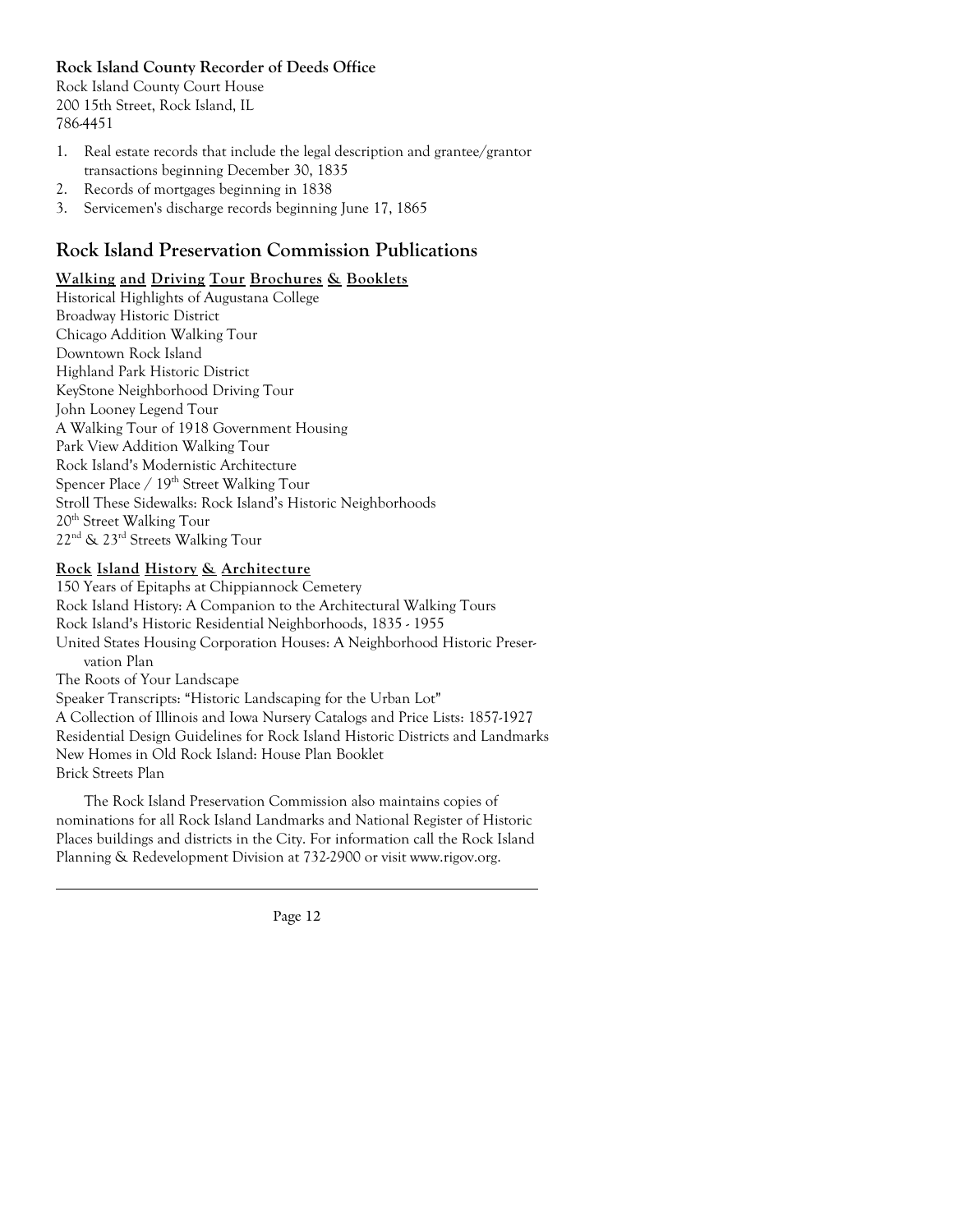**Rock Island County Recorder of Deeds Office**
Rock Island County Court House
200 15th Street, Rock Island, IL
786-4451

1. Real estate records that include the legal description and grantee/grantor transactions beginning December 30, 1835
2. Records of mortgages beginning in 1838
3. Servicemen's discharge records beginning June 17, 1865

## Rock Island Preservation Commission Publications

### Walking and Driving Tour Brochures & Booklets

Historical Highlights of Augustana College
Broadway Historic District
Chicago Addition Walking Tour
Downtown Rock Island
Highland Park Historic District
KeyStone Neighborhood Driving Tour
John Looney Legend Tour
A Walking Tour of 1918 Government Housing
Park View Addition Walking Tour
Rock Island's Modernistic Architecture
Spencer Place / 19th Street Walking Tour
Stroll These Sidewalks: Rock Island's Historic Neighborhoods
20th Street Walking Tour
22nd & 23rd Streets Walking Tour

### Rock Island History & Architecture

150 Years of Epitaphs at Chippiannock Cemetery
Rock Island History: A Companion to the Architectural Walking Tours
Rock Island's Historic Residential Neighborhoods, 1835 - 1955
United States Housing Corporation Houses: A Neighborhood Historic Preservation Plan
The Roots of Your Landscape
Speaker Transcripts: "Historic Landscaping for the Urban Lot"
A Collection of Illinois and Iowa Nursery Catalogs and Price Lists: 1857-1927
Residential Design Guidelines for Rock Island Historic Districts and Landmarks
New Homes in Old Rock Island: House Plan Booklet
Brick Streets Plan

The Rock Island Preservation Commission also maintains copies of nominations for all Rock Island Landmarks and National Register of Historic Places buildings and districts in the City. For information call the Rock Island Planning & Redevelopment Division at 732-2900 or visit www.rigov.org.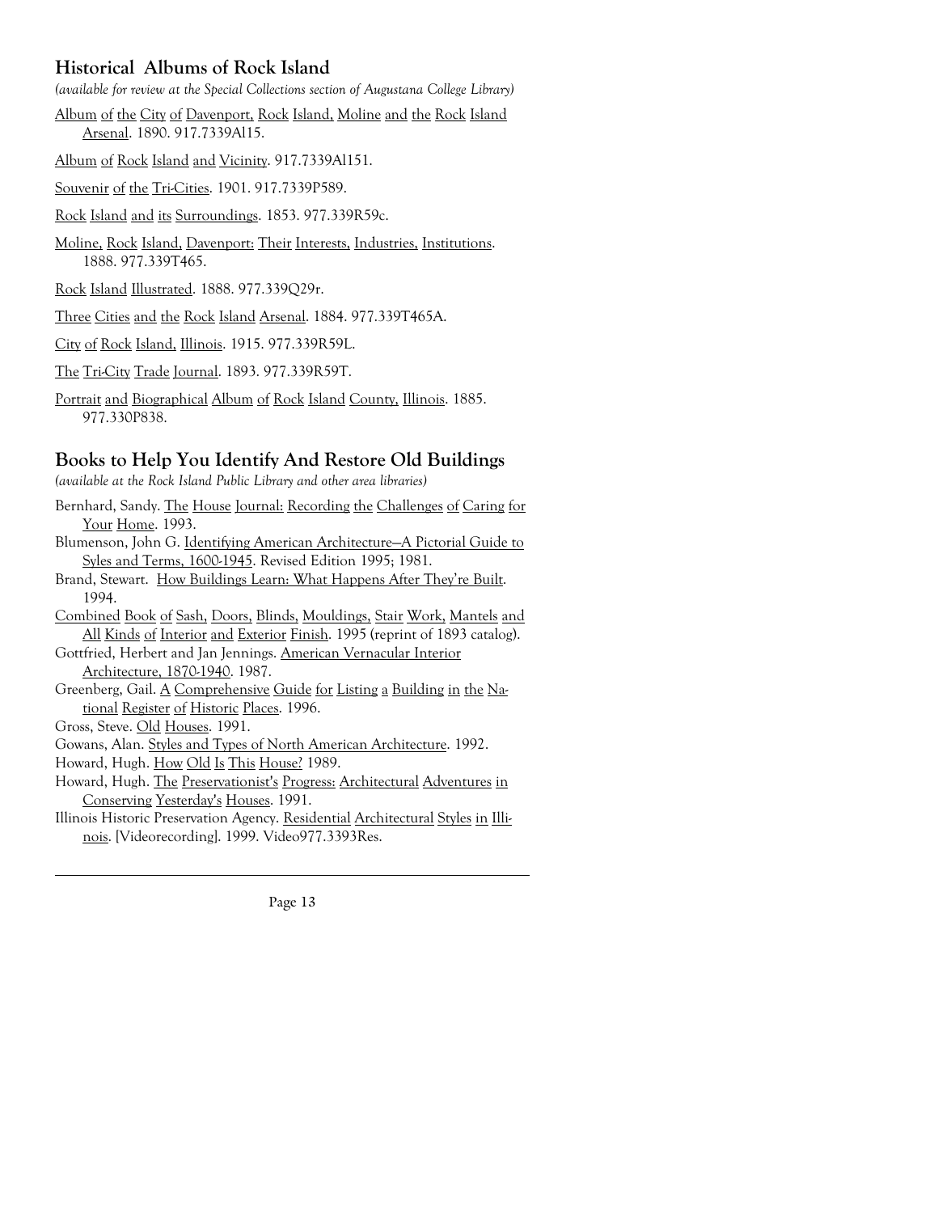## Historical Albums of Rock Island

*(available for review at the Special Collections section of Augustana College Library)*

Album of the City of Davenport, Rock Island, Moline and the Rock Island Arsenal. 1890. 917.7339Al15.

Album of Rock Island and Vicinity. 917.7339Al151.

Souvenir of the Tri-Cities. 1901. 917.7339P589.

Rock Island and its Surroundings. 1853. 977.339R59c.

Moline, Rock Island, Davenport: Their Interests, Industries, Institutions. 1888. 977.339T465.

Rock Island Illustrated. 1888. 977.339Q29r.

Three Cities and the Rock Island Arsenal. 1884. 977.339T465A.

City of Rock Island, Illinois. 1915. 977.339R59L.

The Tri-City Trade Journal. 1893. 977.339R59T.

Portrait and Biographical Album of Rock Island County, Illinois. 1885. 977.330P838.

## Books to Help You Identify And Restore Old Buildings

*(available at the Rock Island Public Library and other area libraries)*

Bernhard, Sandy. The House Journal: Recording the Challenges of Caring for Your Home. 1993.

Blumenson, John G. Identifying American Architecture—A Pictorial Guide to Syles and Terms, 1600-1945. Revised Edition 1995; 1981.

Brand, Stewart. How Buildings Learn: What Happens After They're Built. 1994.

Combined Book of Sash, Doors, Blinds, Mouldings, Stair Work, Mantels and All Kinds of Interior and Exterior Finish. 1995 (reprint of 1893 catalog).

Gottfried, Herbert and Jan Jennings. American Vernacular Interior Architecture, 1870-1940. 1987.

Greenberg, Gail. A Comprehensive Guide for Listing a Building in the National Register of Historic Places. 1996.

Gross, Steve. Old Houses. 1991.

Gowans, Alan. Styles and Types of North American Architecture. 1992.

Howard, Hugh. How Old Is This House? 1989.

Howard, Hugh. The Preservationist's Progress: Architectural Adventures in Conserving Yesterday's Houses. 1991.

Illinois Historic Preservation Agency. Residential Architectural Styles in Illinois. [Videorecording]. 1999. Video977.3393Res.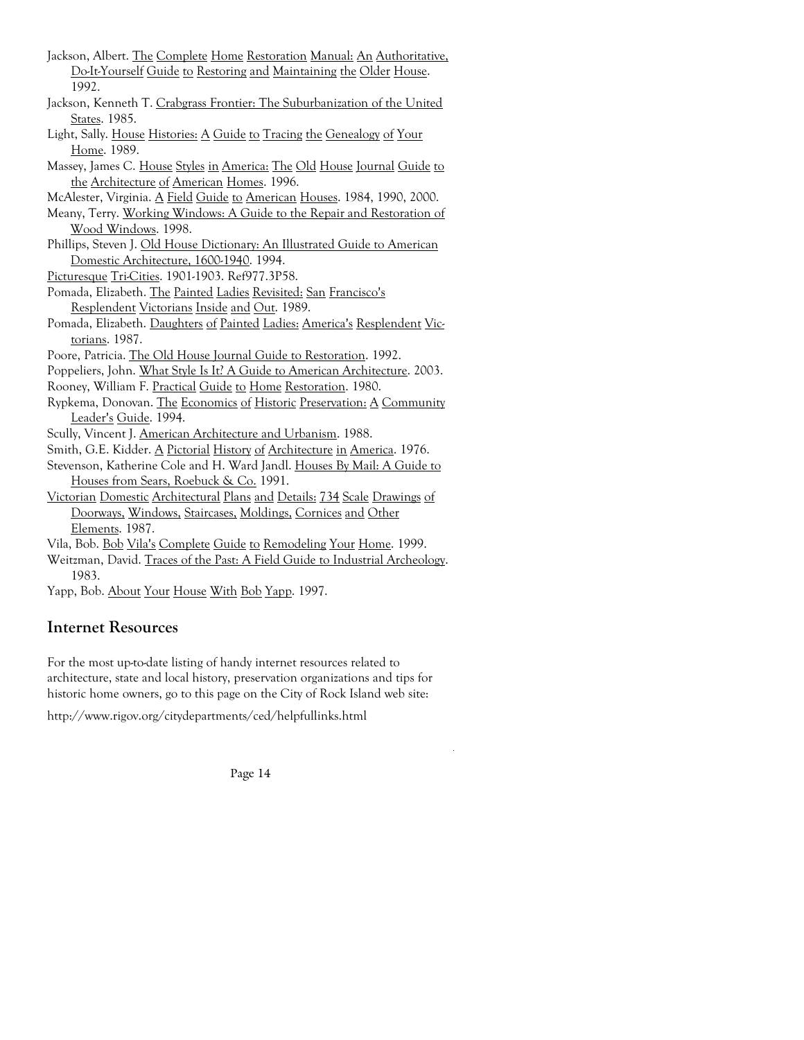Jackson, Albert. The Complete Home Restoration Manual: An Authoritative, Do-It-Yourself Guide to Restoring and Maintaining the Older House. 1992.

Jackson, Kenneth T. Crabgrass Frontier: The Suburbanization of the United States. 1985.

Light, Sally. House Histories: A Guide to Tracing the Genealogy of Your Home. 1989.

Massey, James C. House Styles in America: The Old House Journal Guide to the Architecture of American Homes. 1996.

McAlester, Virginia. A Field Guide to American Houses. 1984, 1990, 2000.

Meany, Terry. Working Windows: A Guide to the Repair and Restoration of Wood Windows. 1998.

Phillips, Steven J. Old House Dictionary: An Illustrated Guide to American Domestic Architecture, 1600-1940. 1994.

Picturesque Tri-Cities. 1901-1903. Ref977.3P58.

Pomada, Elizabeth. The Painted Ladies Revisited: San Francisco's Resplendent Victorians Inside and Out. 1989.

Pomada, Elizabeth. Daughters of Painted Ladies: America's Resplendent Victorians. 1987.

Poore, Patricia. The Old House Journal Guide to Restoration. 1992.

Poppeliers, John. What Style Is It? A Guide to American Architecture. 2003.

Rooney, William F. Practical Guide to Home Restoration. 1980.

Rypkema, Donovan. The Economics of Historic Preservation: A Community Leader's Guide. 1994.

Scully, Vincent J. American Architecture and Urbanism. 1988.

Smith, G.E. Kidder. A Pictorial History of Architecture in America. 1976.

Stevenson, Katherine Cole and H. Ward Jandl. Houses By Mail: A Guide to Houses from Sears, Roebuck & Co. 1991.

Victorian Domestic Architectural Plans and Details: 734 Scale Drawings of Doorways, Windows, Staircases, Moldings, Cornices and Other Elements. 1987.

Vila, Bob. Bob Vila's Complete Guide to Remodeling Your Home. 1999.

Weitzman, David. Traces of the Past: A Field Guide to Industrial Archeology. 1983.

Yapp, Bob. About Your House With Bob Yapp. 1997.

## Internet Resources

For the most up-to-date listing of handy internet resources related to architecture, state and local history, preservation organizations and tips for historic home owners, go to this page on the City of Rock Island web site:

http://www.rigov.org/citydepartments/ced/helpfullinks.html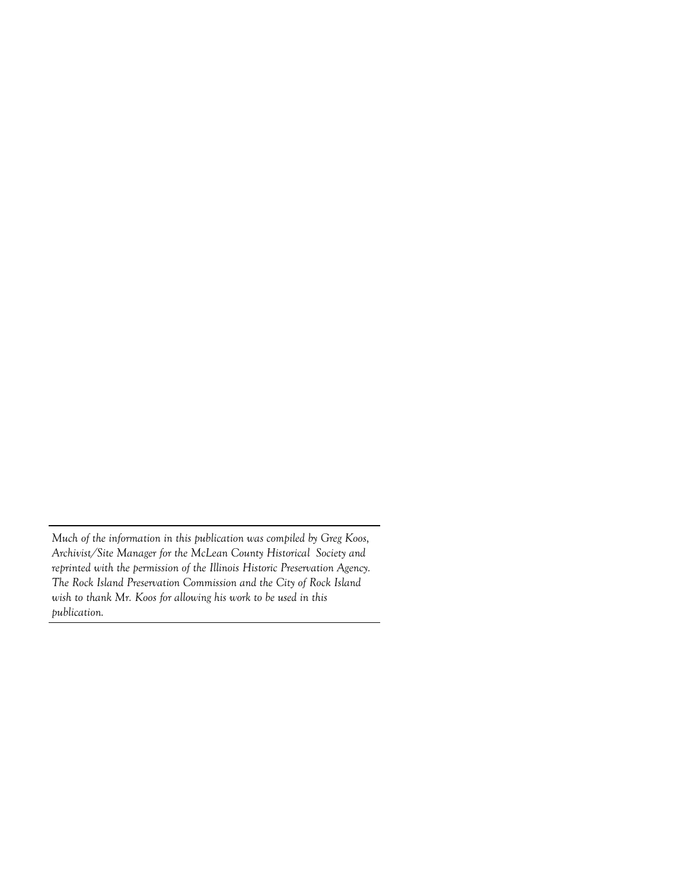---

*Much of the information in this publication was compiled by Greg Koos, Archivist/Site Manager for the McLean County Historical Society and reprinted with the permission of the Illinois Historic Preservation Agency. The Rock Island Preservation Commission and the City of Rock Island wish to thank Mr. Koos for allowing his work to be used in this publication.*

---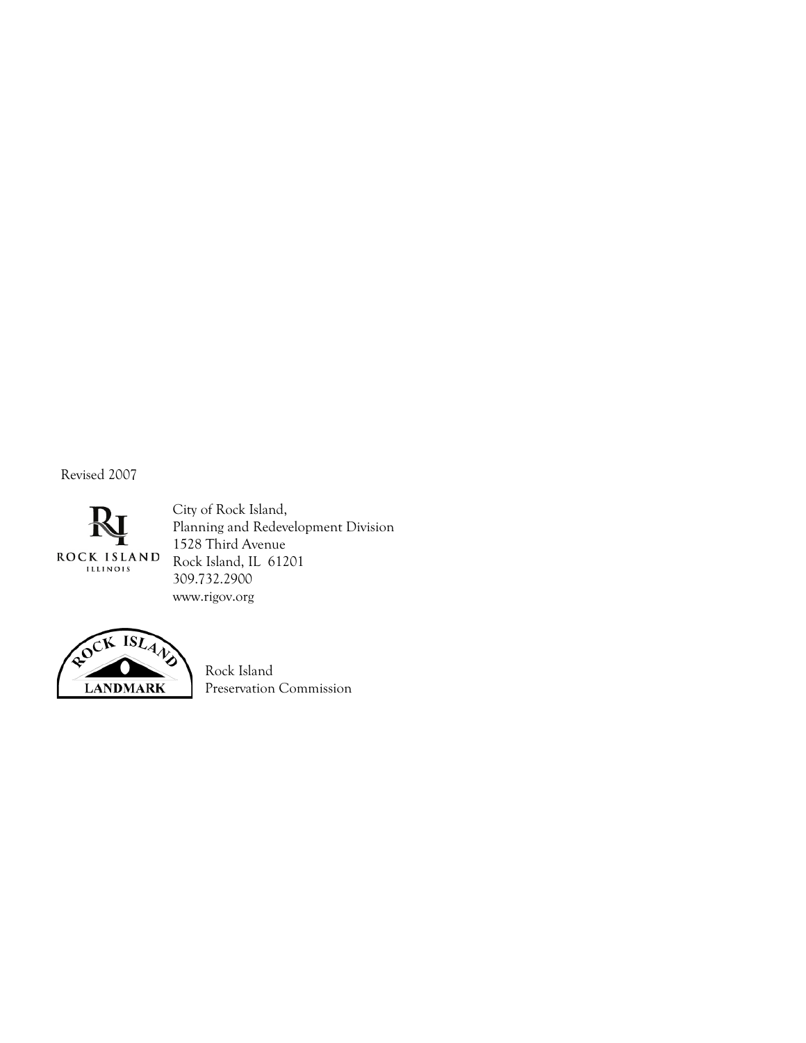Revised 2007

City of Rock Island,
Planning and Redevelopment Division
1528 Third Avenue
Rock Island, IL 61201
309.732.2900
www.rigov.org

Rock Island
Preservation Commission